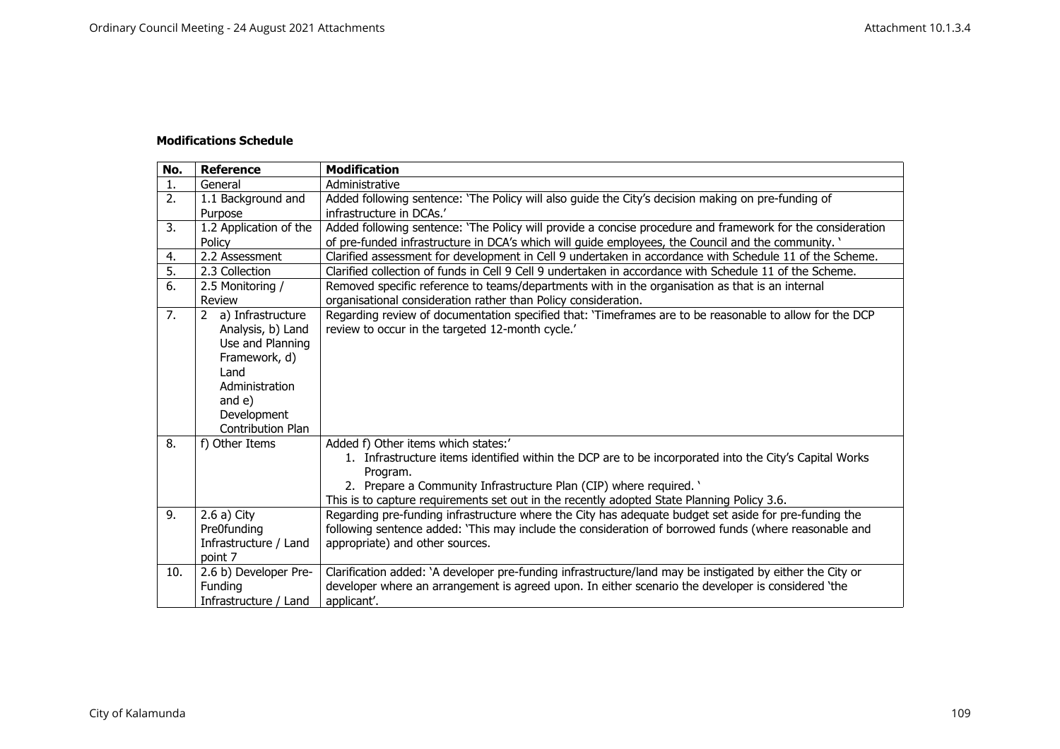**Modifications Schedule**

| No. | Reference | Modification |
|---|---|---|
| 1. | General | Administrative |
| 2. | 1.1 Background and Purpose | Added following sentence: 'The Policy will also guide the City's decision making on pre-funding of infrastructure in DCAs.' |
| 3. | 1.2 Application of the Policy | Added following sentence: 'The Policy will provide a concise procedure and framework for the consideration of pre-funded infrastructure in DCA's which will guide employees, the Council and the community. ' |
| 4. | 2.2 Assessment | Clarified assessment for development in Cell 9 undertaken in accordance with Schedule 11 of the Scheme. |
| 5. | 2.3 Collection | Clarified collection of funds in Cell 9 Cell 9 undertaken in accordance with Schedule 11 of the Scheme. |
| 6. | 2.5 Monitoring / Review | Removed specific reference to teams/departments with in the organisation as that is an internal organisational consideration rather than Policy consideration. |
| 7. | 2 a) Infrastructure Analysis, b) Land Use and Planning Framework, d) Land Administration and e) Development Contribution Plan | Regarding review of documentation specified that: 'Timeframes are to be reasonable to allow for the DCP review to occur in the targeted 12-month cycle.' |
| 8. | f) Other Items | Added f) Other items which states:' <br> 1. Infrastructure items identified within the DCP are to be incorporated into the City's Capital Works Program. <br> 2. Prepare a Community Infrastructure Plan (CIP) where required. ' <br> This is to capture requirements set out in the recently adopted State Planning Policy 3.6. |
| 9. | 2.6 a) City Pre0funding Infrastructure / Land point 7 | Regarding pre-funding infrastructure where the City has adequate budget set aside for pre-funding the following sentence added: 'This may include the consideration of borrowed funds (where reasonable and appropriate) and other sources. |
| 10. | 2.6 b) Developer Pre-Funding Infrastructure / Land | Clarification added: 'A developer pre-funding infrastructure/land may be instigated by either the City or developer where an arrangement is agreed upon. In either scenario the developer is considered 'the applicant'. |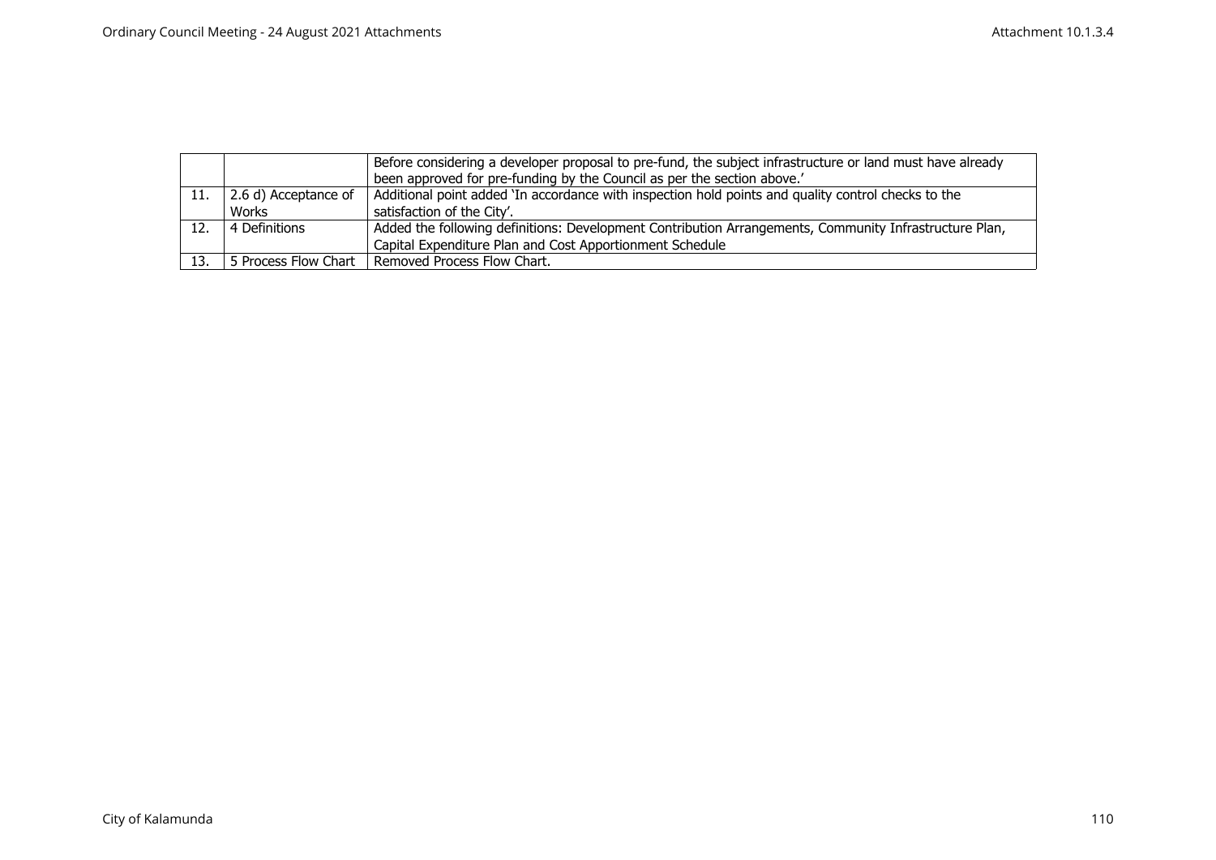| | | |
|---|---|---|
| | | Before considering a developer proposal to pre-fund, the subject infrastructure or land must have already been approved for pre-funding by the Council as per the section above.' |
| 11. | 2.6 d) Acceptance of Works | Additional point added 'In accordance with inspection hold points and quality control checks to the satisfaction of the City'. |
| 12. | 4 Definitions | Added the following definitions: Development Contribution Arrangements, Community Infrastructure Plan, Capital Expenditure Plan and Cost Apportionment Schedule |
| 13. | 5 Process Flow Chart | Removed Process Flow Chart. |